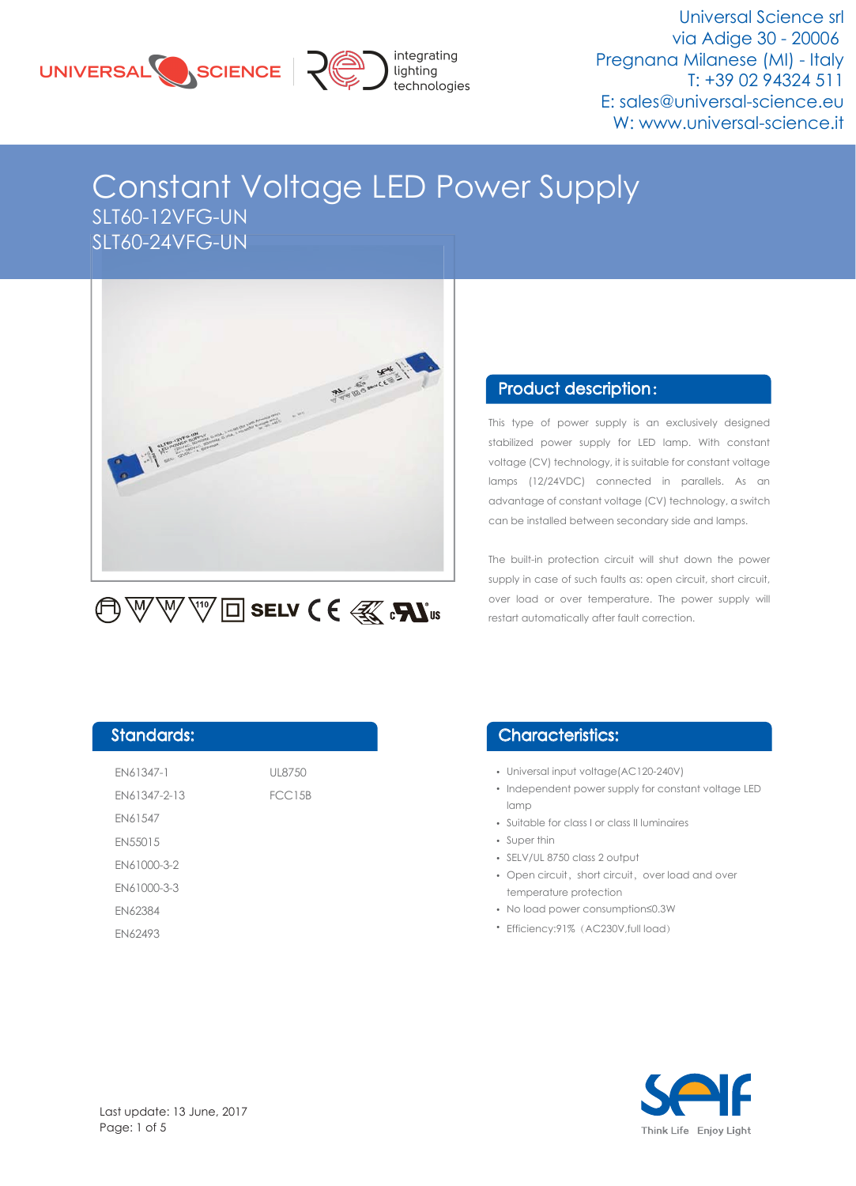Universal Science srl
via Adige 30 - 20006
Pregnana Milanese (MI) - Italy
T: +39 02 94324 511
E: sales@universal-science.eu
W: www.universal-science.it

# Constant Voltage LED Power Supply

SLT60-12VFG-UN
SLT60-24VFG-UN

## Product description:

This type of power supply is an exclusively designed stabilized power supply for LED lamp. With constant voltage (CV) technology, it is suitable for constant voltage lamps (12/24VDC) connected in parallels. As an advantage of constant voltage (CV) technology, a switch can be installed between secondary side and lamps.

The built-in protection circuit will shut down the power supply in case of such faults as: open circuit, short circuit, over load or over temperature. The power supply will restart automatically after fault correction.

## Standards:

| | |
|---|---|
| EN61347-1 | UL8750 |
| EN61347-2-13 | FCC15B |
| EN61547 | |
| EN55015 | |
| EN61000-3-2 | |
| EN61000-3-3 | |
| EN62384 | |
| EN62493 | |

## Characteristics:

- Universal input voltage(AC120-240V)
- Independent power supply for constant voltage LED lamp
- Suitable for class I or class II luminaires
- Super thin
- SELV/UL 8750 class 2 output
- Open circuit, short circuit, over load and over temperature protection
- No load power consumption≤0.3W
- Efficiency:91% (AC230V,full load)

Last update: 13 June, 2017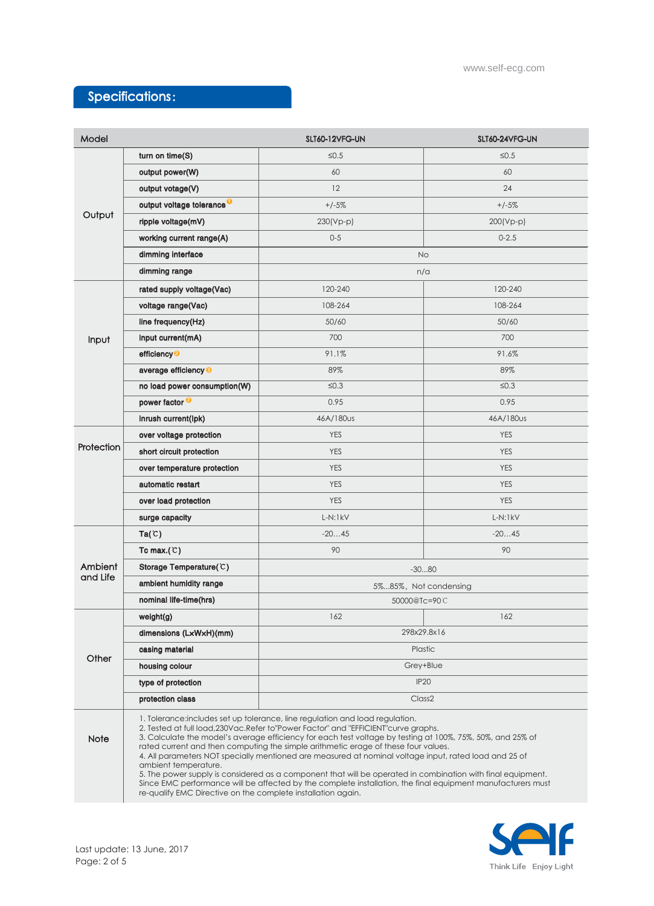## Specifications:

| Model | | SLT60-12VFG-UN | SLT60-24VFG-UN |
|---|---|---|---|
| Output | turn on time(S) | ≤0.5 | ≤0.5 |
| | output power(W) | 60 | 60 |
| | output votage(V) | 12 | 24 |
| | output voltage tolerance [1] | +/-5% | +/-5% |
| | ripple voltage(mV) | 230(Vp-p) | 200(Vp-p) |
| | working current range(A) | 0-5 | 0-2.5 |
| | dimming interface | No | |
| | dimming range | n/a | |
| Input | rated supply voltage(Vac) | 120-240 | 120-240 |
| | voltage range(Vac) | 108-264 | 108-264 |
| | line frequency(Hz) | 50/60 | 50/60 |
| | input current(mA) | 700 | 700 |
| | efficiency [2] | 91.1% | 91.6% |
| | average efficiency [3] | 89% | 89% |
| | no load power consumption(W) | ≤0.3 | ≤0.3 |
| | power factor [2] | 0.95 | 0.95 |
| | inrush current(Ipk) | 46A/180us | 46A/180us |
| Protection | over voltage protection | YES | YES |
| | short circuit protection | YES | YES |
| | over temperature protection | YES | YES |
| | automatic restart | YES | YES |
| | over load protection | YES | YES |
| | surge capacity | L-N:1kV | L-N:1kV |
| Ambient and Life | Ta(℃) | -20…45 | -20…45 |
| | Tc max.(℃) | 90 | 90 |
| | Storage Temperature(℃) | -30...80 | |
| | ambient humidity range | 5%...85%，Not condensing | |
| | nominal life-time(hrs) | 50000@Tc=90℃ | |
| Other | weight(g) | 162 | 162 |
| | dimensions (LxWxH)(mm) | 298x29.8x16 | |
| | casing material | Plastic | |
| | housing colour | Grey+Blue | |
| | type of protection | IP20 | |
| | protection class | Class2 | |

**Note**

1. Tolerance:includes set up tolerance, line regulation and load regulation.
2. Tested at full load,230Vac.Refer to"Power Factor" and "EFFICIENT"curve graphs.
3. Calculate the model's average efficiency for each test voltage by testing at 100%, 75%, 50%, and 25% of rated current and then computing the simple arithmetic erage of these four values.
4. All parameters NOT specially mentioned are measured at nominal voltage input, rated load and 25 of ambient temperature.
5. The power supply is considered as a component that will be operated in combination with final equipment. Since EMC performance will be affected by the complete installation, the final equipment manufacturers must re-qualify EMC Directive on the complete installation again.

Last update: 13 June, 2017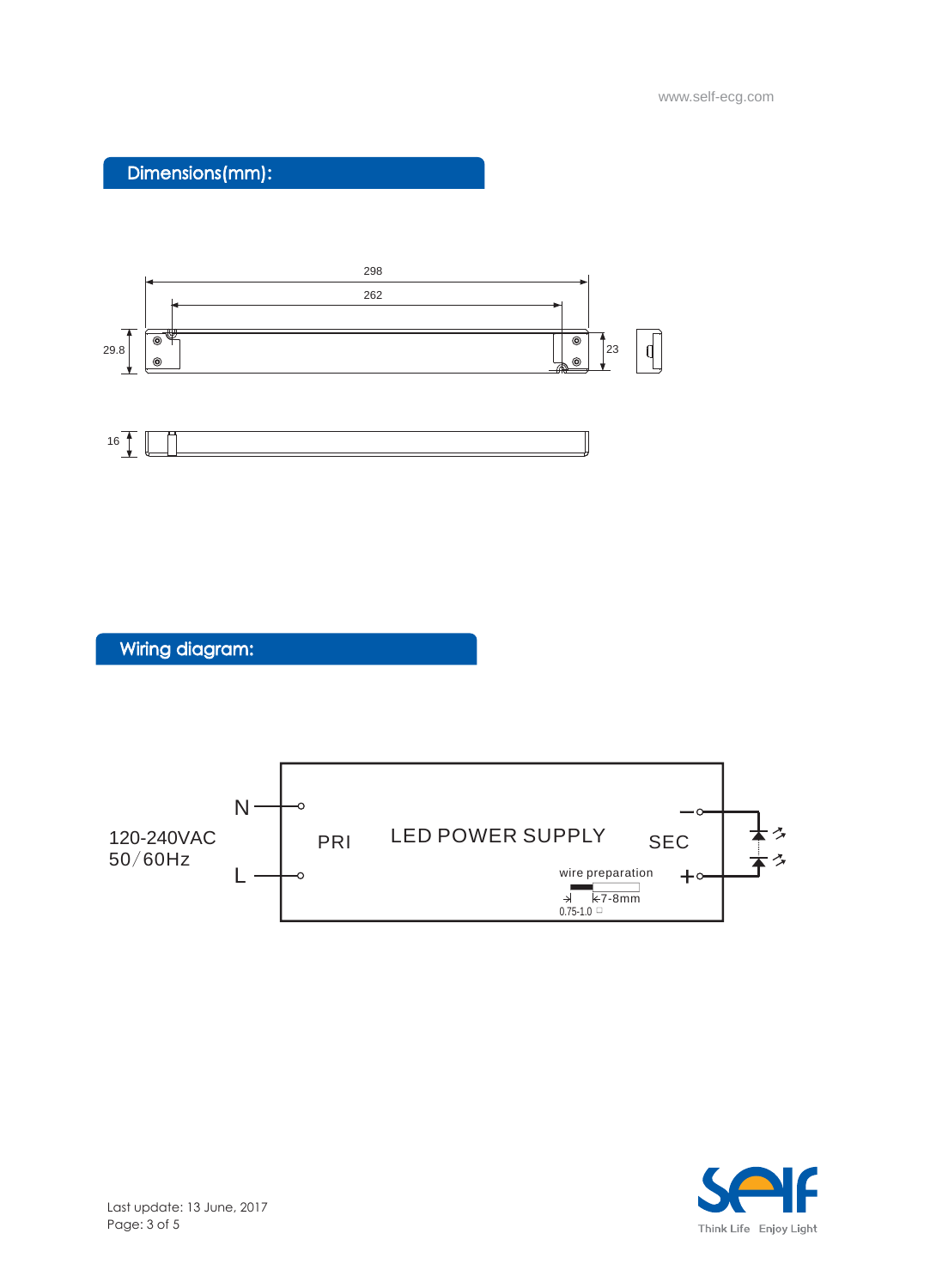## Dimensions(mm):

298

262

29.8

23

16

## Wiring diagram:

120-240VAC
50/60Hz

N

L

PRI

LED POWER SUPPLY

SEC

−

+

wire preparation

7-8mm

0.75-1.0

Last update: 13 June, 2017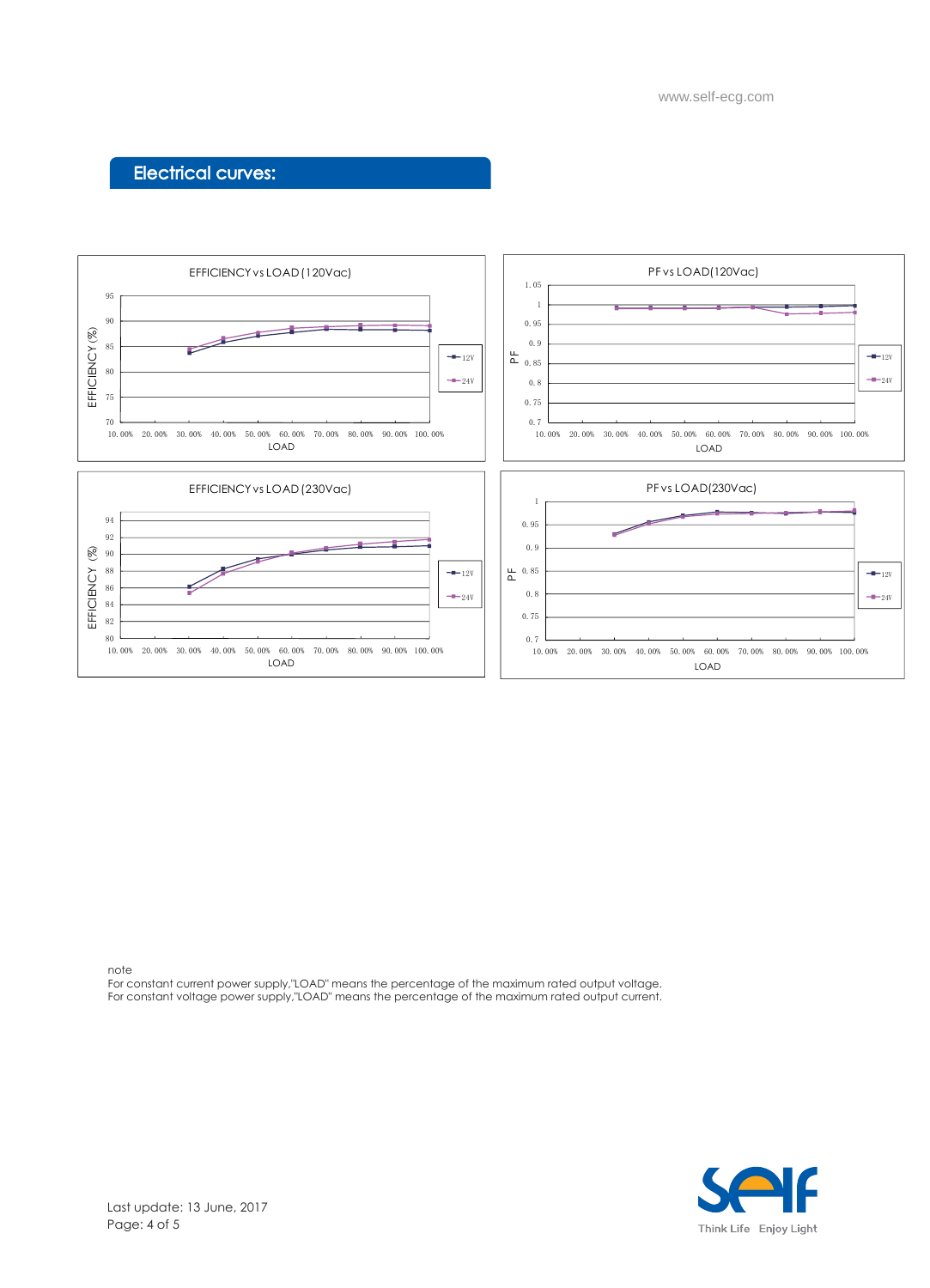## Electrical curves:

EFFICIENCY vs LOAD (120Vac)

PF vs LOAD(120Vac)

EFFICIENCY vs LOAD (230Vac)

PF vs LOAD(230Vac)

note
For constant current power supply,"LOAD" means the percentage of the maximum rated output voltage.
For constant voltage power supply,"LOAD" means the percentage of the maximum rated output current.

Last update: 13 June, 2017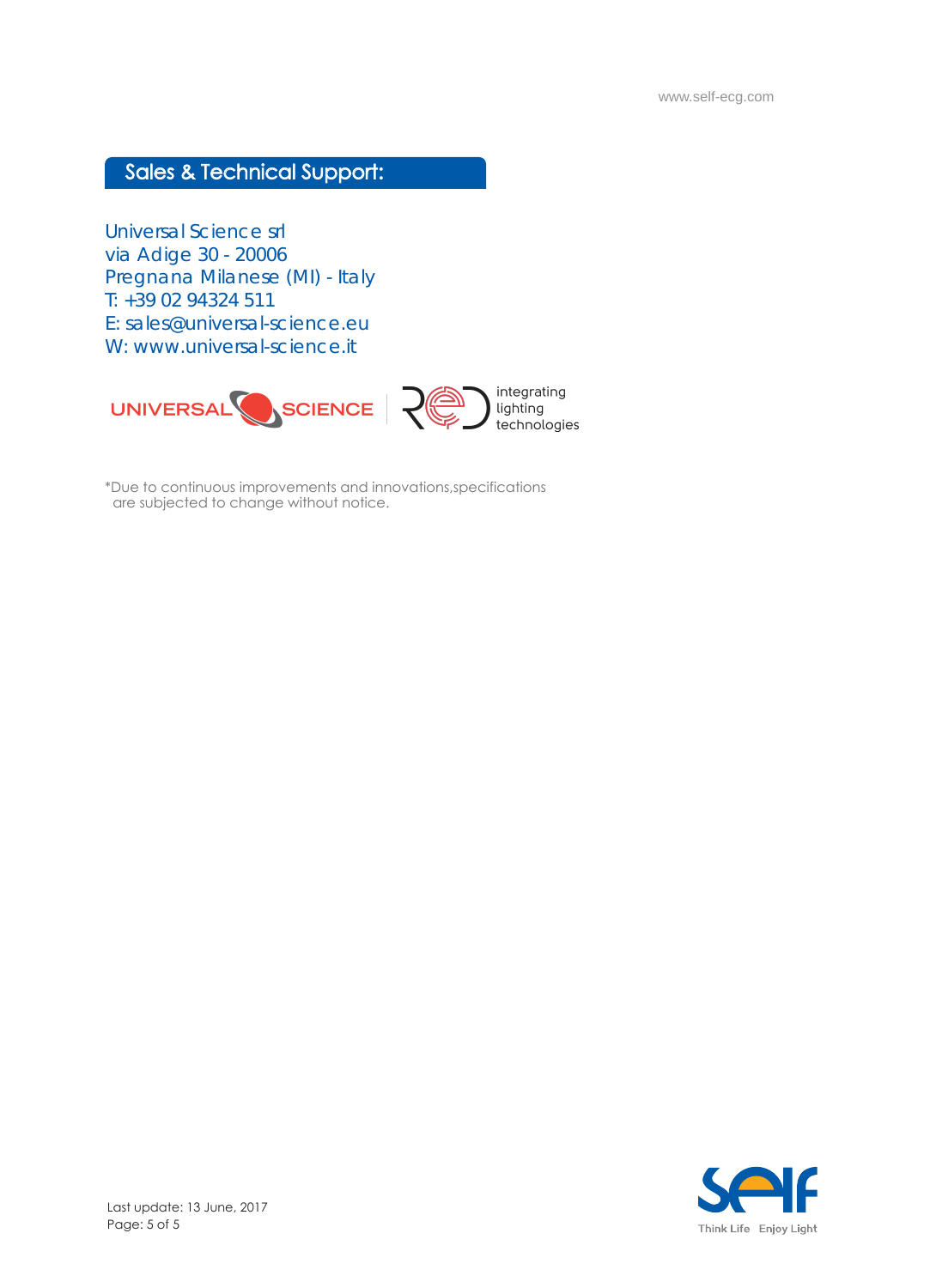## Sales & Technical Support:

Universal Science srl
via Adige 30 - 20006
Pregnana Milanese (MI) - Italy
T: +39 02 94324 511
E: sales@universal-science.eu
W: www.universal-science.it

UNIVERSAL SCIENCE | RED integrating lighting technologies

*Due to continuous improvements and innovations,specifications are subjected to change without notice.

Last update: 13 June, 2017